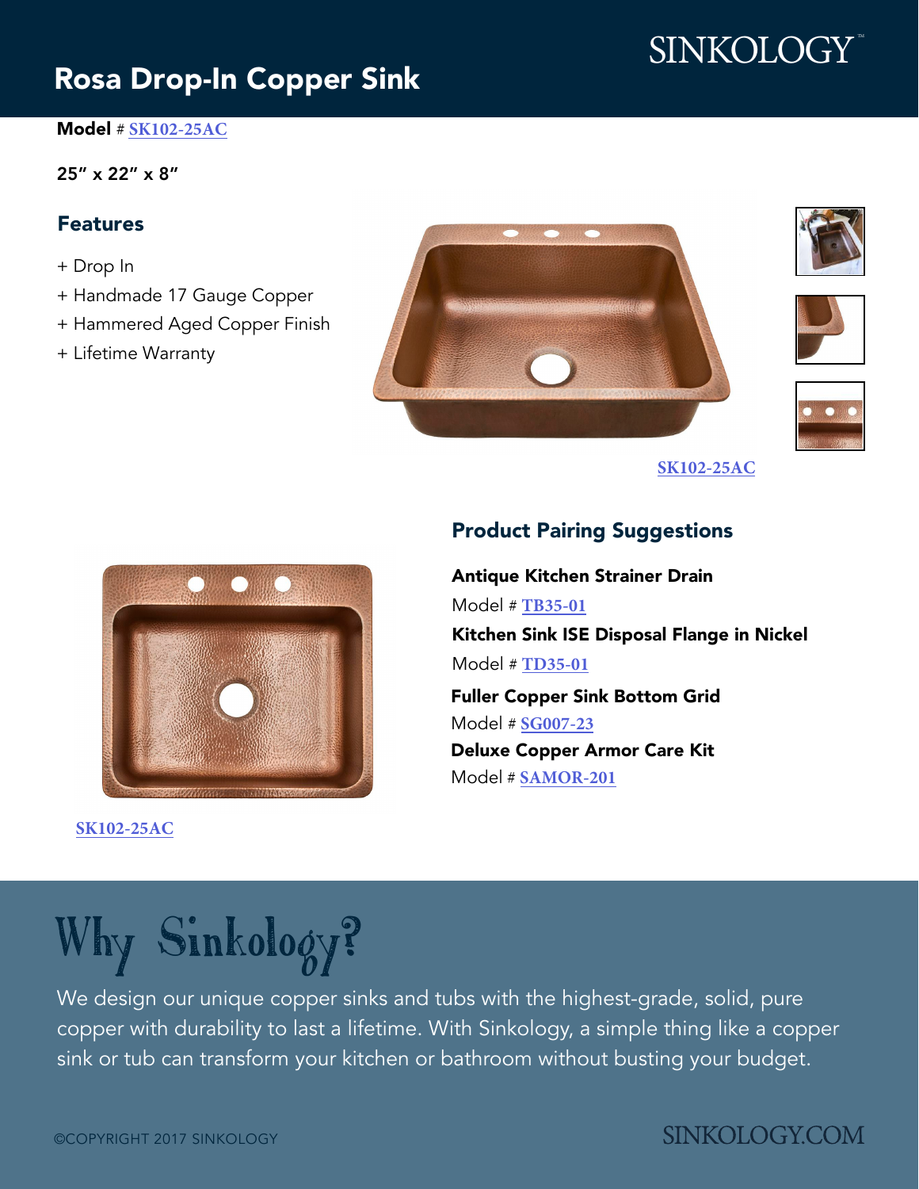SINKOLOGY™

# Rosa Drop-In Copper Sink

**Model** # SK102-25AC

**25" x 22" x 8"**

## Features

+ Drop In
+ Handmade 17 Gauge Copper
+ Hammered Aged Copper Finish
+ Lifetime Warranty

SK102-25AC

SK102-25AC

## Product Pairing Suggestions

**Antique Kitchen Strainer Drain**
Model # TB35-01

**Kitchen Sink ISE Disposal Flange in Nickel**
Model # TD35-01

**Fuller Copper Sink Bottom Grid**
Model # SG007-23

**Deluxe Copper Armor Care Kit**
Model # SAMOR-201

# Why Sinkology?

We design our unique copper sinks and tubs with the highest-grade, solid, pure copper with durability to last a lifetime. With Sinkology, a simple thing like a copper sink or tub can transform your kitchen or bathroom without busting your budget.

©COPYRIGHT 2017 SINKOLOGY

SINKOLOGY.COM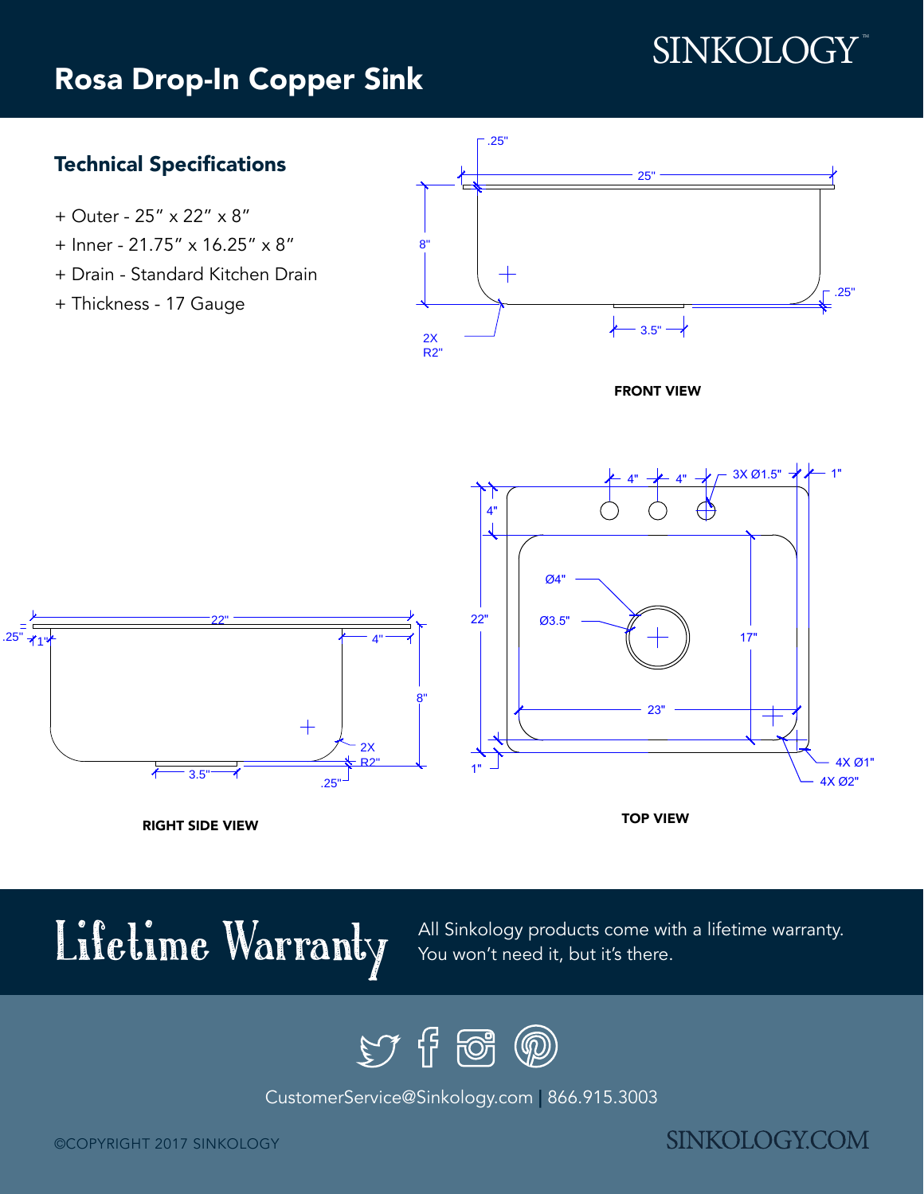# Rosa Drop-In Copper Sink

SINKOLOGY™

## Technical Specifications

+ Outer - 25” x 22” x 8”
+ Inner - 21.75” x 16.25” x 8”
+ Drain - Standard Kitchen Drain
+ Thickness - 17 Gauge

.25"
25"
8"
.25"
3.5"
2X
R2"

FRONT VIEW

.25"
22"
1"
4"
8"
2X
R2"
3.5"
.25"

RIGHT SIDE VIEW

4"
4"
3X Ø1.5"
1"
4"
Ø4"
Ø3.5"
22"
17"
23"
1"
4X Ø1"
4X Ø2"

TOP VIEW

## Lifetime Warranty

All Sinkology products come with a lifetime warranty. You won’t need it, but it’s there.

CustomerService@Sinkology.com | 866.915.3003

©COPYRIGHT 2017 SINKOLOGY

SINKOLOGY.COM